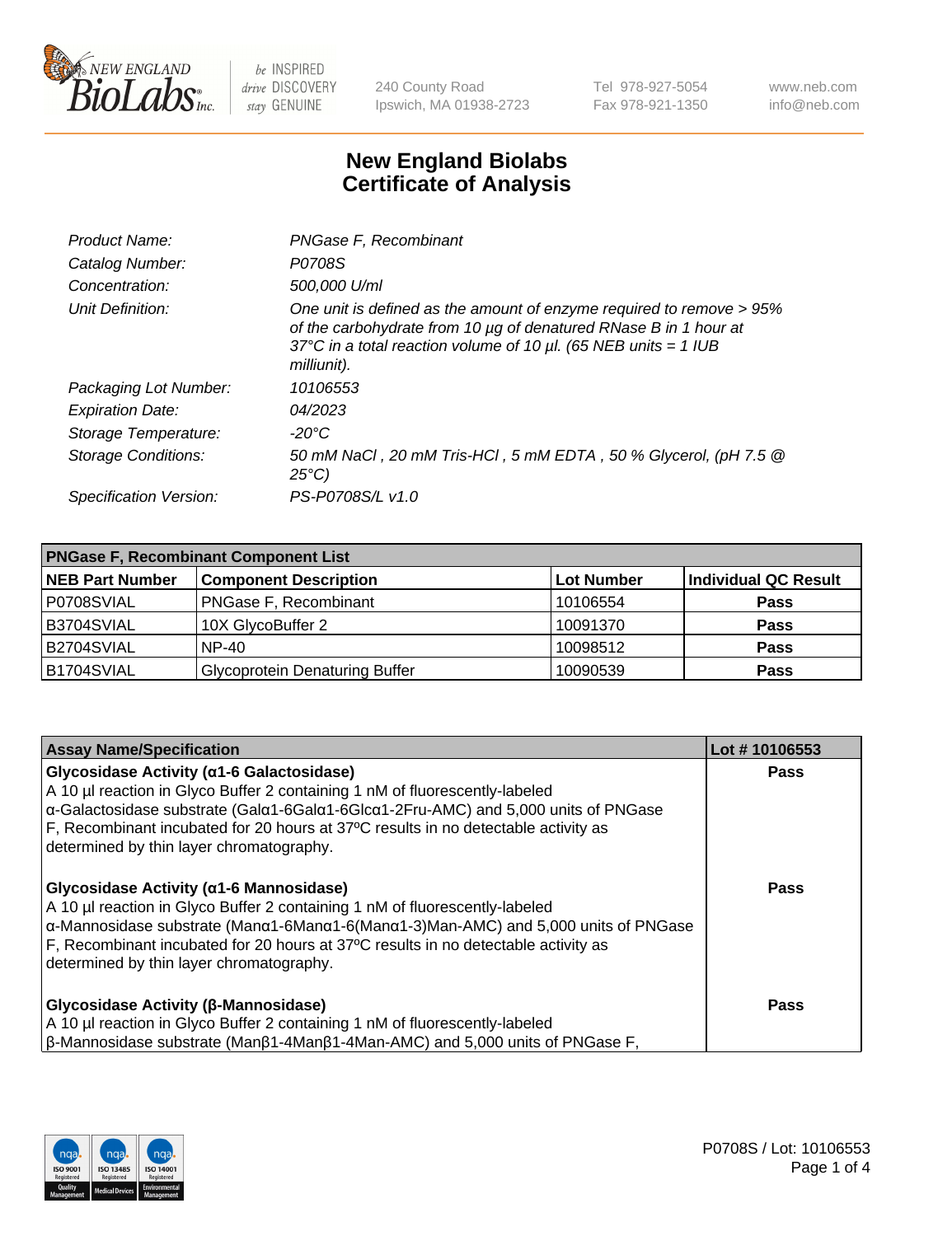New England BioLabs Inc. — be INSPIRED drive DISCOVERY stay GENUINE

240 County Road
Ipswich, MA 01938-2723

Tel 978-927-5054
Fax 978-921-1350

www.neb.com
info@neb.com

# New England Biolabs Certificate of Analysis

| | |
|---|---|
| *Product Name:* | *PNGase F, Recombinant* |
| *Catalog Number:* | *P0708S* |
| *Concentration:* | *500,000 U/ml* |
| *Unit Definition:* | *One unit is defined as the amount of enzyme required to remove > 95% of the carbohydrate from 10 µg of denatured RNase B in 1 hour at 37°C in a total reaction volume of 10 µl. (65 NEB units = 1 IUB milliunit).* |
| *Packaging Lot Number:* | *10106553* |
| *Expiration Date:* | *04/2023* |
| *Storage Temperature:* | *-20°C* |
| *Storage Conditions:* | *50 mM NaCl , 20 mM Tris-HCl , 5 mM EDTA , 50 % Glycerol, (pH 7.5 @ 25°C)* |
| *Specification Version:* | *PS-P0708S/L v1.0* |

| **PNGase F, Recombinant Component List** | | | |
|---|---|---|---|
| **NEB Part Number** | **Component Description** | **Lot Number** | **Individual QC Result** |
| P0708SVIAL | PNGase F, Recombinant | 10106554 | **Pass** |
| B3704SVIAL | 10X GlycoBuffer 2 | 10091370 | **Pass** |
| B2704SVIAL | NP-40 | 10098512 | **Pass** |
| B1704SVIAL | Glycoprotein Denaturing Buffer | 10090539 | **Pass** |

| Assay Name/Specification | Lot # 10106553 |
|---|---|
| **Glycosidase Activity (α1-6 Galactosidase)**<br>A 10 µl reaction in Glyco Buffer 2 containing 1 nM of fluorescently-labeled α-Galactosidase substrate (Galα1-6Galα1-6Glcα1-2Fru-AMC) and 5,000 units of PNGase F, Recombinant incubated for 20 hours at 37ºC results in no detectable activity as determined by thin layer chromatography. | **Pass** |
| **Glycosidase Activity (α1-6 Mannosidase)**<br>A 10 µl reaction in Glyco Buffer 2 containing 1 nM of fluorescently-labeled α-Mannosidase substrate (Manα1-6Manα1-6(Manα1-3)Man-AMC) and 5,000 units of PNGase F, Recombinant incubated for 20 hours at 37ºC results in no detectable activity as determined by thin layer chromatography. | **Pass** |
| **Glycosidase Activity (β-Mannosidase)**<br>A 10 µl reaction in Glyco Buffer 2 containing 1 nM of fluorescently-labeled β-Mannosidase substrate (Manβ1-4Manβ1-4Man-AMC) and 5,000 units of PNGase F, | **Pass** |

P0708S / Lot: 10106553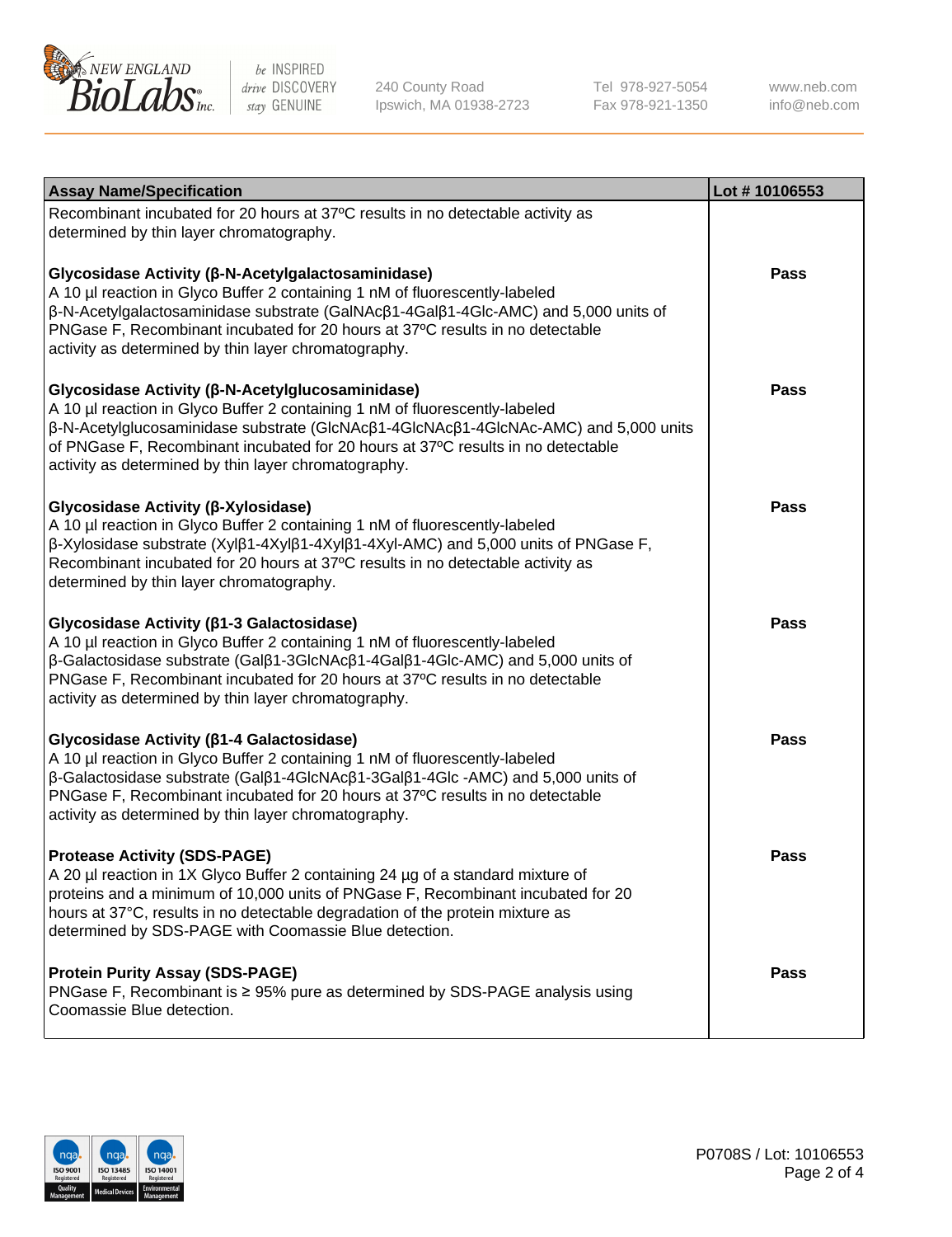| Assay Name/Specification | Lot # 10106553 |
|---|---|
| Recombinant incubated for 20 hours at 37ºC results in no detectable activity as determined by thin layer chromatography. | |
| **Glycosidase Activity (β-N-Acetylgalactosaminidase)** A 10 µl reaction in Glyco Buffer 2 containing 1 nM of fluorescently-labeled β-N-Acetylgalactosaminidase substrate (GalNAcβ1-4Galβ1-4Glc-AMC) and 5,000 units of PNGase F, Recombinant incubated for 20 hours at 37ºC results in no detectable activity as determined by thin layer chromatography. | **Pass** |
| **Glycosidase Activity (β-N-Acetylglucosaminidase)** A 10 µl reaction in Glyco Buffer 2 containing 1 nM of fluorescently-labeled β-N-Acetylglucosaminidase substrate (GlcNAcβ1-4GlcNAcβ1-4GlcNAc-AMC) and 5,000 units of PNGase F, Recombinant incubated for 20 hours at 37ºC results in no detectable activity as determined by thin layer chromatography. | **Pass** |
| **Glycosidase Activity (β-Xylosidase)** A 10 µl reaction in Glyco Buffer 2 containing 1 nM of fluorescently-labeled β-Xylosidase substrate (Xylβ1-4Xylβ1-4Xylβ1-4Xyl-AMC) and 5,000 units of PNGase F, Recombinant incubated for 20 hours at 37ºC results in no detectable activity as determined by thin layer chromatography. | **Pass** |
| **Glycosidase Activity (β1-3 Galactosidase)** A 10 µl reaction in Glyco Buffer 2 containing 1 nM of fluorescently-labeled β-Galactosidase substrate (Galβ1-3GlcNAcβ1-4Galβ1-4Glc-AMC) and 5,000 units of PNGase F, Recombinant incubated for 20 hours at 37ºC results in no detectable activity as determined by thin layer chromatography. | **Pass** |
| **Glycosidase Activity (β1-4 Galactosidase)** A 10 µl reaction in Glyco Buffer 2 containing 1 nM of fluorescently-labeled β-Galactosidase substrate (Galβ1-4GlcNAcβ1-3Galβ1-4Glc -AMC) and 5,000 units of PNGase F, Recombinant incubated for 20 hours at 37ºC results in no detectable activity as determined by thin layer chromatography. | **Pass** |
| **Protease Activity (SDS-PAGE)** A 20 µl reaction in 1X Glyco Buffer 2 containing 24 µg of a standard mixture of proteins and a minimum of 10,000 units of PNGase F, Recombinant incubated for 20 hours at 37°C, results in no detectable degradation of the protein mixture as determined by SDS-PAGE with Coomassie Blue detection. | **Pass** |
| **Protein Purity Assay (SDS-PAGE)** PNGase F, Recombinant is ≥ 95% pure as determined by SDS-PAGE analysis using Coomassie Blue detection. | **Pass** |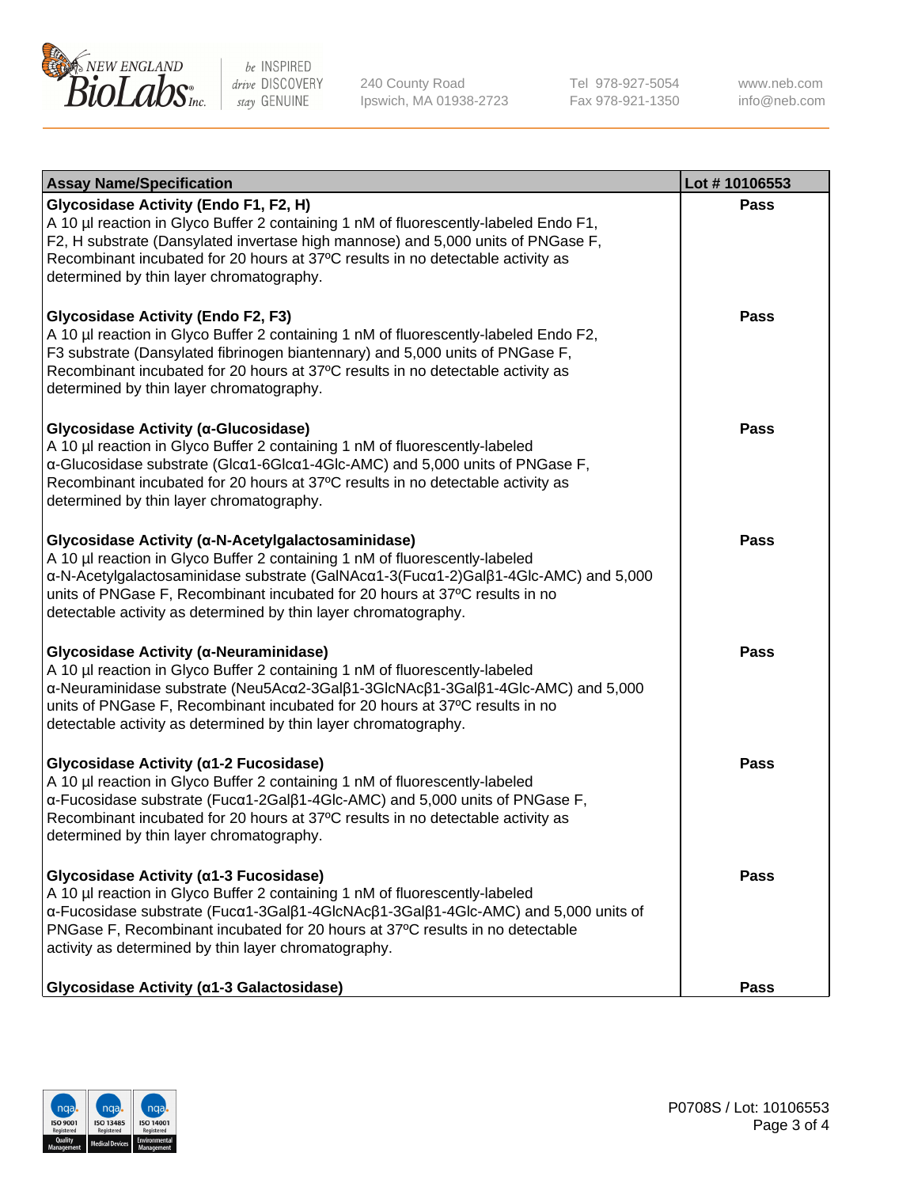| Assay Name/Specification | Lot # 10106553 |
|---|---|
| **Glycosidase Activity (Endo F1, F2, H)**<br>A 10 µl reaction in Glyco Buffer 2 containing 1 nM of fluorescently-labeled Endo F1, F2, H substrate (Dansylated invertase high mannose) and 5,000 units of PNGase F, Recombinant incubated for 20 hours at 37ºC results in no detectable activity as determined by thin layer chromatography. | **Pass** |
| **Glycosidase Activity (Endo F2, F3)**<br>A 10 µl reaction in Glyco Buffer 2 containing 1 nM of fluorescently-labeled Endo F2, F3 substrate (Dansylated fibrinogen biantennary) and 5,000 units of PNGase F, Recombinant incubated for 20 hours at 37ºC results in no detectable activity as determined by thin layer chromatography. | **Pass** |
| **Glycosidase Activity (α-Glucosidase)**<br>A 10 µl reaction in Glyco Buffer 2 containing 1 nM of fluorescently-labeled α-Glucosidase substrate (Glcα1-6Glcα1-4Glc-AMC) and 5,000 units of PNGase F, Recombinant incubated for 20 hours at 37ºC results in no detectable activity as determined by thin layer chromatography. | **Pass** |
| **Glycosidase Activity (α-N-Acetylgalactosaminidase)**<br>A 10 µl reaction in Glyco Buffer 2 containing 1 nM of fluorescently-labeled α-N-Acetylgalactosaminidase substrate (GalNAcα1-3(Fucα1-2)Galβ1-4Glc-AMC) and 5,000 units of PNGase F, Recombinant incubated for 20 hours at 37ºC results in no detectable activity as determined by thin layer chromatography. | **Pass** |
| **Glycosidase Activity (α-Neuraminidase)**<br>A 10 µl reaction in Glyco Buffer 2 containing 1 nM of fluorescently-labeled α-Neuraminidase substrate (Neu5Acα2-3Galβ1-3GlcNAcβ1-3Galβ1-4Glc-AMC) and 5,000 units of PNGase F, Recombinant incubated for 20 hours at 37ºC results in no detectable activity as determined by thin layer chromatography. | **Pass** |
| **Glycosidase Activity (α1-2 Fucosidase)**<br>A 10 µl reaction in Glyco Buffer 2 containing 1 nM of fluorescently-labeled α-Fucosidase substrate (Fucα1-2Galβ1-4Glc-AMC) and 5,000 units of PNGase F, Recombinant incubated for 20 hours at 37ºC results in no detectable activity as determined by thin layer chromatography. | **Pass** |
| **Glycosidase Activity (α1-3 Fucosidase)**<br>A 10 µl reaction in Glyco Buffer 2 containing 1 nM of fluorescently-labeled α-Fucosidase substrate (Fucα1-3Galβ1-4GlcNAcβ1-3Galβ1-4Glc-AMC) and 5,000 units of PNGase F, Recombinant incubated for 20 hours at 37ºC results in no detectable activity as determined by thin layer chromatography. | **Pass** |
| **Glycosidase Activity (α1-3 Galactosidase)** | **Pass** |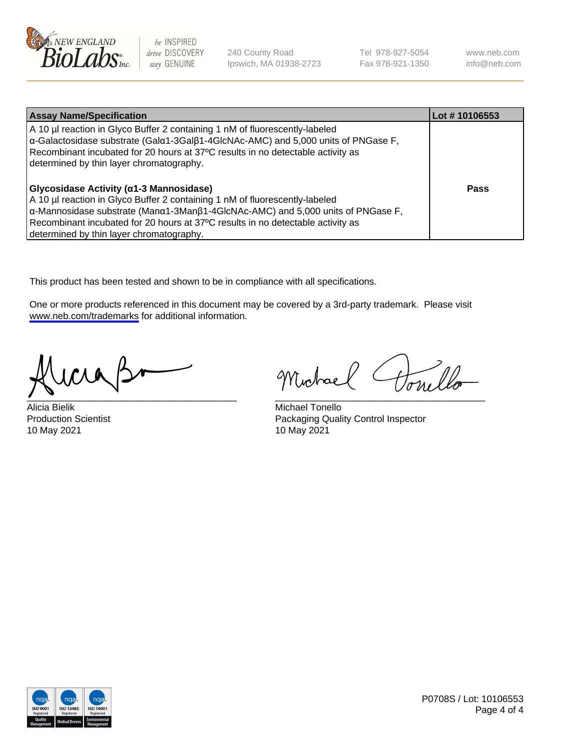New England BioLabs Inc. — be INSPIRED drive DISCOVERY stay GENUINE

240 County Road
Ipswich, MA 01938-2723

Tel 978-927-5054
Fax 978-921-1350

www.neb.com
info@neb.com

| Assay Name/Specification | Lot # 10106553 |
| --- | --- |
| A 10 µl reaction in Glyco Buffer 2 containing 1 nM of fluorescently-labeled α-Galactosidase substrate (Galα1-3Galβ1-4GlcNAc-AMC) and 5,000 units of PNGase F, Recombinant incubated for 20 hours at 37ºC results in no detectable activity as determined by thin layer chromatography. | |
| **Glycosidase Activity (α1-3 Mannosidase)** A 10 µl reaction in Glyco Buffer 2 containing 1 nM of fluorescently-labeled α-Mannosidase substrate (Manα1-3Manβ1-4GlcNAc-AMC) and 5,000 units of PNGase F, Recombinant incubated for 20 hours at 37ºC results in no detectable activity as determined by thin layer chromatography. | **Pass** |

This product has been tested and shown to be in compliance with all specifications.

One or more products referenced in this document may be covered by a 3rd-party trademark. Please visit www.neb.com/trademarks for additional information.

Alicia Bielik
Production Scientist
10 May 2021

Michael Tonello
Packaging Quality Control Inspector
10 May 2021

P0708S / Lot: 10106553